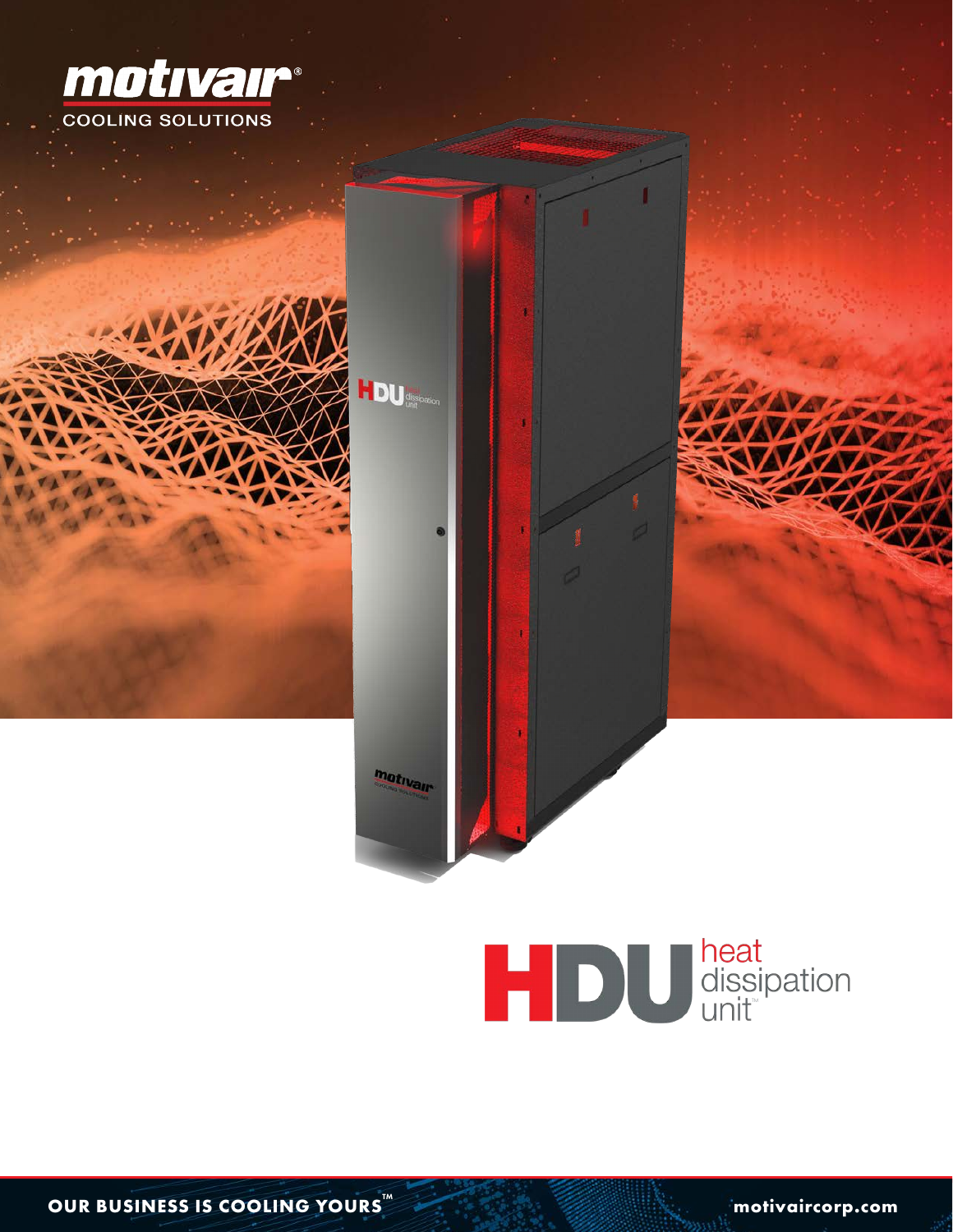motivair®
COOLING SOLUTIONS

# HDU heat dissipation unit™

**OUR BUSINESS IS COOLING YOURS™**

motivaircorp.com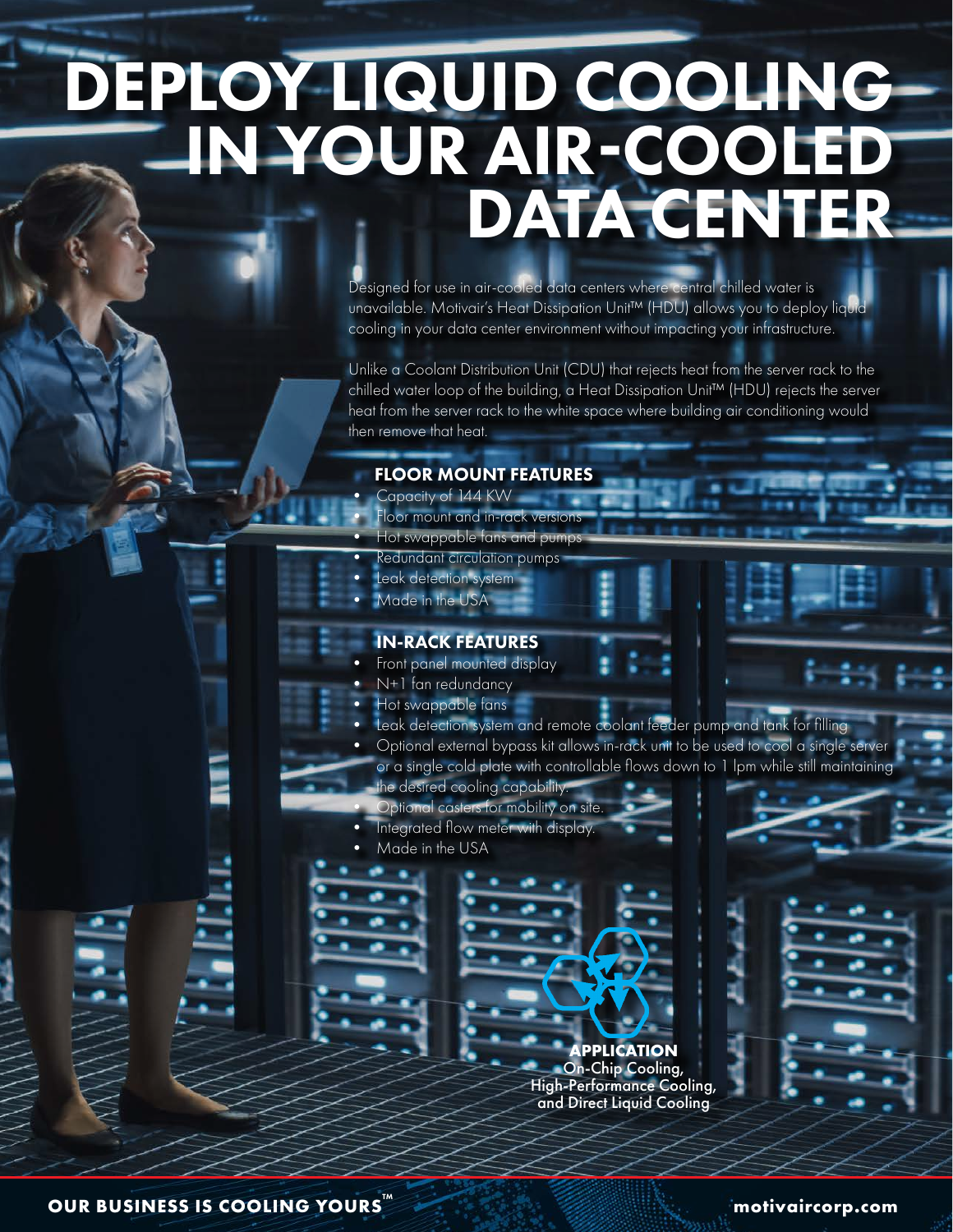# DEPLOY LIQUID COOLING IN YOUR AIR-COOLED DATA CENTER

Designed for use in air-cooled data centers where central chilled water is unavailable. Motivair's Heat Dissipation Unit™ (HDU) allows you to deploy liquid cooling in your data center environment without impacting your infrastructure.

Unlike a Coolant Distribution Unit (CDU) that rejects heat from the server rack to the chilled water loop of the building, a Heat Dissipation Unit™ (HDU) rejects the server heat from the server rack to the white space where building air conditioning would then remove that heat.

## FLOOR MOUNT FEATURES

- Capacity of 144 KW
- Floor mount and in-rack versions
- Hot swappable fans and pumps
- Redundant circulation pumps
- Leak detection system
- Made in the USA

## IN-RACK FEATURES

- Front panel mounted display
- N+1 fan redundancy
- Hot swappable fans
- Leak detection system and remote coolant feeder pump and tank for filling
- Optional external bypass kit allows in-rack unit to be used to cool a single server or a single cold plate with controllable flows down to 1 lpm while still maintaining the desired cooling capability.
- Optional casters for mobility on site.
- Integrated flow meter with display.
- Made in the USA

**APPLICATION**
On-Chip Cooling,
High-Performance Cooling,
and Direct Liquid Cooling

**OUR BUSINESS IS COOLING YOURS™**

**motivaircorp.com**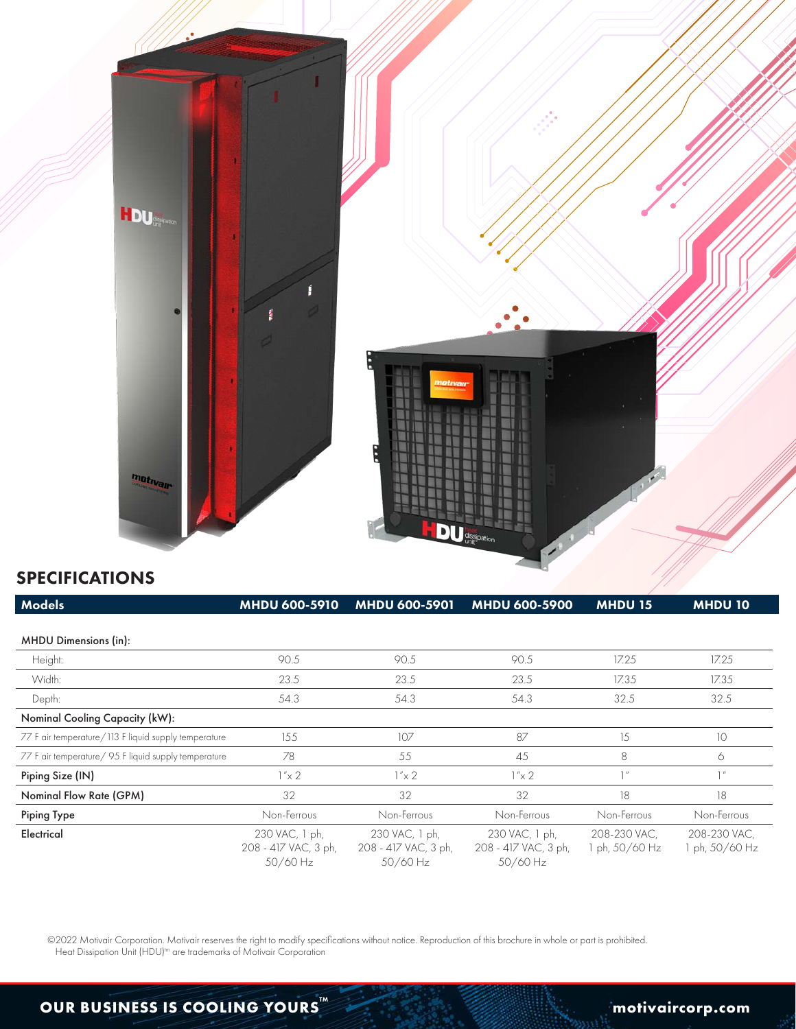## SPECIFICATIONS

| Models | MHDU 600-5910 | MHDU 600-5901 | MHDU 600-5900 | MHDU 15 | MHDU 10 |
|---|---|---|---|---|---|
| MHDU Dimensions (in): | | | | | |
| Height: | 90.5 | 90.5 | 90.5 | 17.25 | 17.25 |
| Width: | 23.5 | 23.5 | 23.5 | 17.35 | 17.35 |
| Depth: | 54.3 | 54.3 | 54.3 | 32.5 | 32.5 |
| Nominal Cooling Capacity (kW): | | | | | |
| 77 F air temperature/ 113 F liquid supply temperature | 155 | 107 | 87 | 15 | 10 |
| 77 F air temperature/ 95 F liquid supply temperature | 78 | 55 | 45 | 8 | 6 |
| Piping Size (IN) | 1"x 2 | 1"x 2 | 1"x 2 | 1" | 1" |
| Nominal Flow Rate (GPM) | 32 | 32 | 32 | 18 | 18 |
| Piping Type | Non-Ferrous | Non-Ferrous | Non-Ferrous | Non-Ferrous | Non-Ferrous |
| Electrical | 230 VAC, 1 ph, 208 - 417 VAC, 3 ph, 50/60 Hz | 230 VAC, 1 ph, 208 - 417 VAC, 3 ph, 50/60 Hz | 230 VAC, 1 ph, 208 - 417 VAC, 3 ph, 50/60 Hz | 208-230 VAC, 1 ph, 50/60 Hz | 208-230 VAC, 1 ph, 50/60 Hz |

©2022 Motivair Corporation. Motivair reserves the right to modify specifications without notice. Reproduction of this brochure in whole or part is prohibited.
Heat Dissipation Unit (HDU)™ are trademarks of Motivair Corporation

**OUR BUSINESS IS COOLING YOURS™** **motivaircorp.com**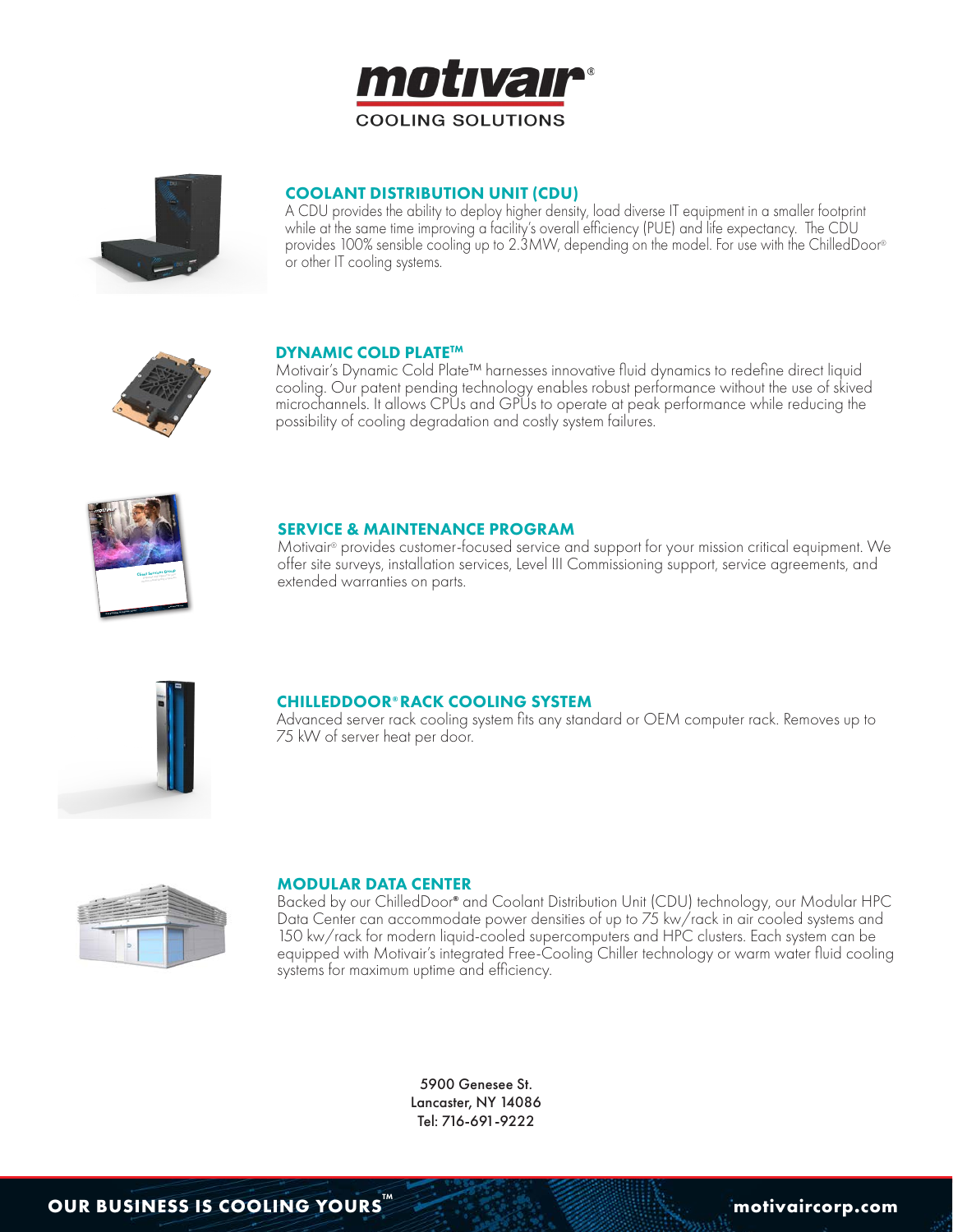motivair®
COOLING SOLUTIONS

## COOLANT DISTRIBUTION UNIT (CDU)

A CDU provides the ability to deploy higher density, load diverse IT equipment in a smaller footprint while at the same time improving a facility's overall efficiency (PUE) and life expectancy. The CDU provides 100% sensible cooling up to 2.3MW, depending on the model. For use with the ChilledDoor® or other IT cooling systems.

## DYNAMIC COLD PLATE™

Motivair's Dynamic Cold Plate™ harnesses innovative fluid dynamics to redefine direct liquid cooling. Our patent pending technology enables robust performance without the use of skived microchannels. It allows CPUs and GPUs to operate at peak performance while reducing the possibility of cooling degradation and costly system failures.

## SERVICE & MAINTENANCE PROGRAM

Motivair® provides customer-focused service and support for your mission critical equipment. We offer site surveys, installation services, Level III Commissioning support, service agreements, and extended warranties on parts.

## CHILLEDDOOR® RACK COOLING SYSTEM

Advanced server rack cooling system fits any standard or OEM computer rack. Removes up to 75 kW of server heat per door.

## MODULAR DATA CENTER

Backed by our ChilledDoor® and Coolant Distribution Unit (CDU) technology, our Modular HPC Data Center can accommodate power densities of up to 75 kw/rack in air cooled systems and 150 kw/rack for modern liquid-cooled supercomputers and HPC clusters. Each system can be equipped with Motivair's integrated Free-Cooling Chiller technology or warm water fluid cooling systems for maximum uptime and efficiency.

5900 Genesee St.
Lancaster, NY 14086
Tel: 716-691-9222

**OUR BUSINESS IS COOLING YOURS™** **motivaircorp.com**